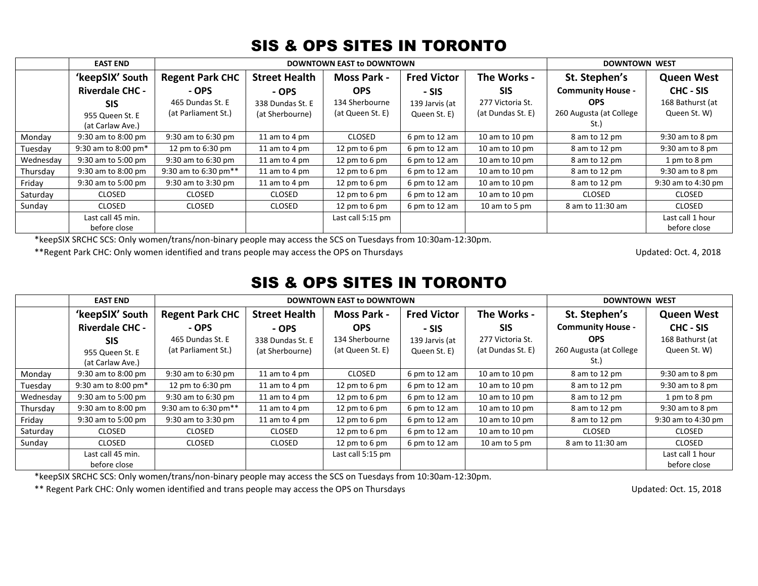# SIS & OPS SITES IN TORONTO

| | EAST END | DOWNTOWN EAST to DOWNTOWN | | | | | DOWNTOWN WEST | |
|---|---|---|---|---|---|---|---|---|
| | **'keepSIX' South Riverdale CHC - SIS** 955 Queen St. E (at Carlaw Ave.) | **Regent Park CHC - OPS** 465 Dundas St. E (at Parliament St.) | **Street Health - OPS** 338 Dundas St. E (at Sherbourne) | **Moss Park - OPS** 134 Sherbourne (at Queen St. E) | **Fred Victor - SIS** 139 Jarvis (at Queen St. E) | **The Works - SIS** 277 Victoria St. (at Dundas St. E) | **St. Stephen's Community House - OPS** 260 Augusta (at College St.) | **Queen West CHC - SIS** 168 Bathurst (at Queen St. W) |
| Monday | 9:30 am to 8:00 pm | 9:30 am to 6:30 pm | 11 am to 4 pm | CLOSED | 6 pm to 12 am | 10 am to 10 pm | 8 am to 12 pm | 9:30 am to 8 pm |
| Tuesday | 9:30 am to 8:00 pm* | 12 pm to 6:30 pm | 11 am to 4 pm | 12 pm to 6 pm | 6 pm to 12 am | 10 am to 10 pm | 8 am to 12 pm | 9:30 am to 8 pm |
| Wednesday | 9:30 am to 5:00 pm | 9:30 am to 6:30 pm | 11 am to 4 pm | 12 pm to 6 pm | 6 pm to 12 am | 10 am to 10 pm | 8 am to 12 pm | 1 pm to 8 pm |
| Thursday | 9:30 am to 8:00 pm | 9:30 am to 6:30 pm** | 11 am to 4 pm | 12 pm to 6 pm | 6 pm to 12 am | 10 am to 10 pm | 8 am to 12 pm | 9:30 am to 8 pm |
| Friday | 9:30 am to 5:00 pm | 9:30 am to 3:30 pm | 11 am to 4 pm | 12 pm to 6 pm | 6 pm to 12 am | 10 am to 10 pm | 8 am to 12 pm | 9:30 am to 4:30 pm |
| Saturday | CLOSED | CLOSED | CLOSED | 12 pm to 6 pm | 6 pm to 12 am | 10 am to 10 pm | CLOSED | CLOSED |
| Sunday | CLOSED | CLOSED | CLOSED | 12 pm to 6 pm | 6 pm to 12 am | 10 am to 5 pm | 8 am to 11:30 am | CLOSED |
| | Last call 45 min. before close | | | Last call 5:15 pm | | | | Last call 1 hour before close |

*keepSIX SRCHC SCS: Only women/trans/non-binary people may access the SCS on Tuesdays from 10:30am-12:30pm.

**Regent Park CHC: Only women identified and trans people may access the OPS on Thursdays

Updated: Oct. 4, 2018

# SIS & OPS SITES IN TORONTO

| | EAST END | DOWNTOWN EAST to DOWNTOWN | | | | | DOWNTOWN WEST | |
|---|---|---|---|---|---|---|---|---|
| | **'keepSIX' South Riverdale CHC - SIS** 955 Queen St. E (at Carlaw Ave.) | **Regent Park CHC - OPS** 465 Dundas St. E (at Parliament St.) | **Street Health - OPS** 338 Dundas St. E (at Sherbourne) | **Moss Park - OPS** 134 Sherbourne (at Queen St. E) | **Fred Victor - SIS** 139 Jarvis (at Queen St. E) | **The Works - SIS** 277 Victoria St. (at Dundas St. E) | **St. Stephen's Community House - OPS** 260 Augusta (at College St.) | **Queen West CHC - SIS** 168 Bathurst (at Queen St. W) |
| Monday | 9:30 am to 8:00 pm | 9:30 am to 6:30 pm | 11 am to 4 pm | CLOSED | 6 pm to 12 am | 10 am to 10 pm | 8 am to 12 pm | 9:30 am to 8 pm |
| Tuesday | 9:30 am to 8:00 pm* | 12 pm to 6:30 pm | 11 am to 4 pm | 12 pm to 6 pm | 6 pm to 12 am | 10 am to 10 pm | 8 am to 12 pm | 9:30 am to 8 pm |
| Wednesday | 9:30 am to 5:00 pm | 9:30 am to 6:30 pm | 11 am to 4 pm | 12 pm to 6 pm | 6 pm to 12 am | 10 am to 10 pm | 8 am to 12 pm | 1 pm to 8 pm |
| Thursday | 9:30 am to 8:00 pm | 9:30 am to 6:30 pm** | 11 am to 4 pm | 12 pm to 6 pm | 6 pm to 12 am | 10 am to 10 pm | 8 am to 12 pm | 9:30 am to 8 pm |
| Friday | 9:30 am to 5:00 pm | 9:30 am to 3:30 pm | 11 am to 4 pm | 12 pm to 6 pm | 6 pm to 12 am | 10 am to 10 pm | 8 am to 12 pm | 9:30 am to 4:30 pm |
| Saturday | CLOSED | CLOSED | CLOSED | 12 pm to 6 pm | 6 pm to 12 am | 10 am to 10 pm | CLOSED | CLOSED |
| Sunday | CLOSED | CLOSED | CLOSED | 12 pm to 6 pm | 6 pm to 12 am | 10 am to 5 pm | 8 am to 11:30 am | CLOSED |
| | Last call 45 min. before close | | | Last call 5:15 pm | | | | Last call 1 hour before close |

*keepSIX SRCHC SCS: Only women/trans/non-binary people may access the SCS on Tuesdays from 10:30am-12:30pm.

** Regent Park CHC: Only women identified and trans people may access the OPS on Thursdays

Updated: Oct. 15, 2018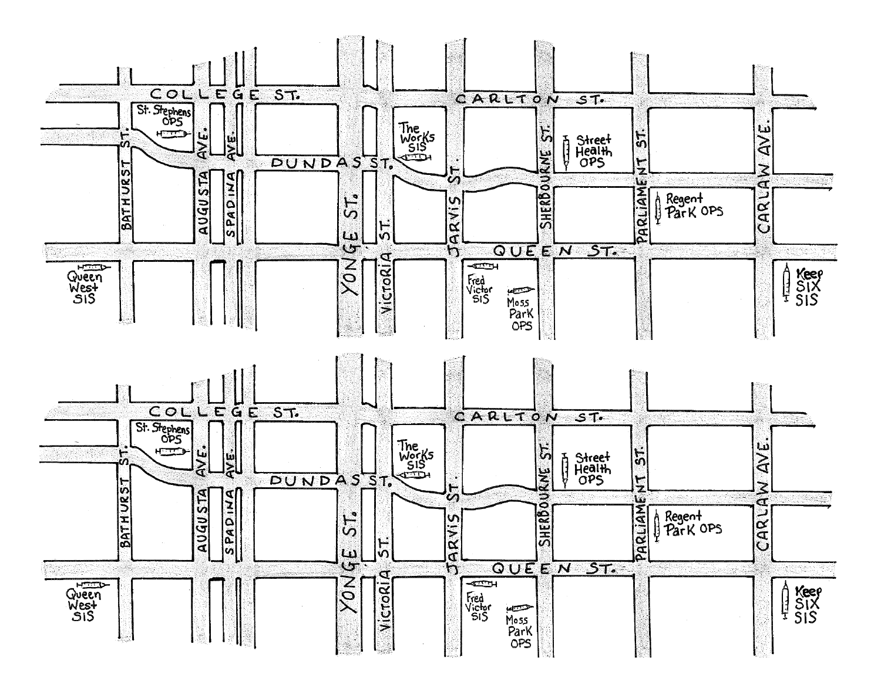COLLEGE ST.
CARLTON ST.
St. Stephens OPS
The Works SIS
Street Health OPS
BATHURST ST.
AUGUSTA AVE.
SPADINA AVE.
DUNDAS ST.
YONGE ST.
VICTORIA ST.
JARVIS ST.
SHERBOURNE ST.
PARLIAMENT ST.
Regent Park OPS
CARLAW AVE.
QUEEN ST.
Queen West SIS
Fred Victor SIS
Moss Park OPS
Keep SIX SIS

COLLEGE ST.
CARLTON ST.
St. Stephens OPS
The Works SIS
Street Health OPS
BATHURST ST.
AUGUSTA AVE.
SPADINA AVE.
DUNDAS ST.
YONGE ST.
VICTORIA ST.
JARVIS ST.
SHERBOURNE ST.
PARLIAMENT ST.
Regent Park OPS
CARLAW AVE.
QUEEN ST.
Queen West SIS
Fred Victor SIS
Moss Park OPS
Keep SIX SIS